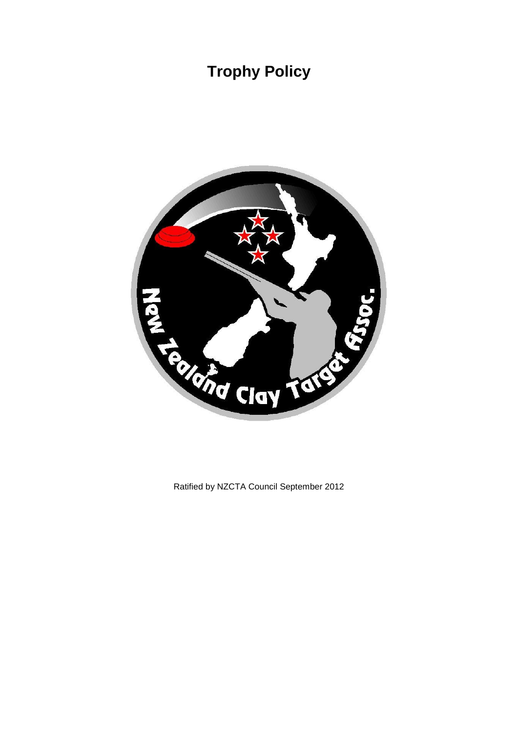# Trophy Policy

Ratified by NZCTA Council September 2012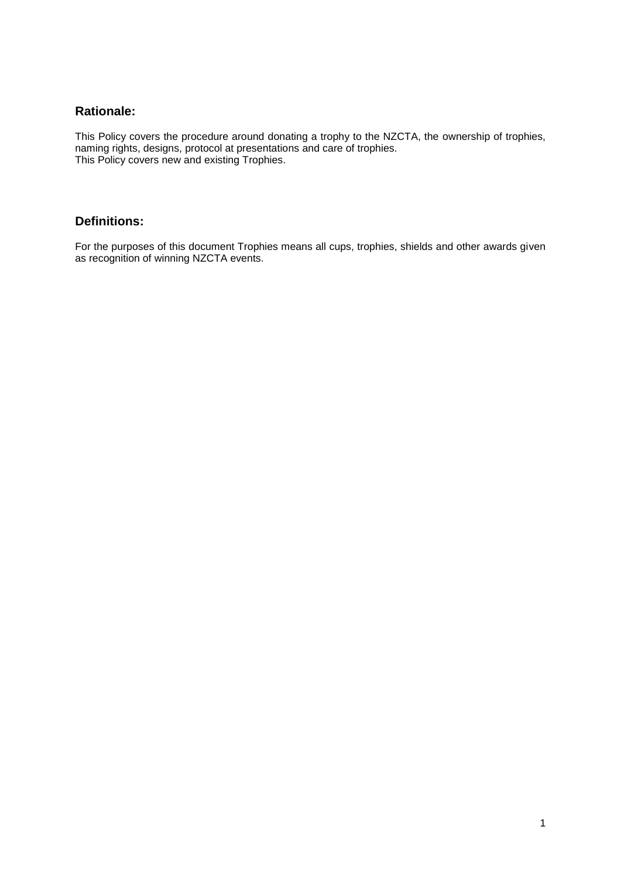## Rationale:

This Policy covers the procedure around donating a trophy to the NZCTA, the ownership of trophies, naming rights, designs, protocol at presentations and care of trophies.
This Policy covers new and existing Trophies.

## Definitions:

For the purposes of this document Trophies means all cups, trophies, shields and other awards given as recognition of winning NZCTA events.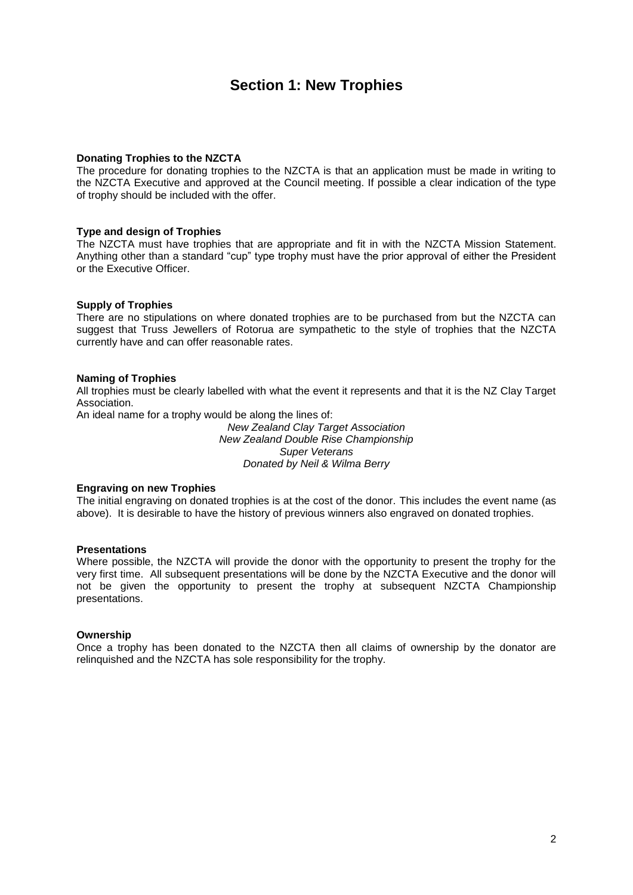# Section 1: New Trophies

**Donating Trophies to the NZCTA**

The procedure for donating trophies to the NZCTA is that an application must be made in writing to the NZCTA Executive and approved at the Council meeting. If possible a clear indication of the type of trophy should be included with the offer.

**Type and design of Trophies**

The NZCTA must have trophies that are appropriate and fit in with the NZCTA Mission Statement. Anything other than a standard "cup" type trophy must have the prior approval of either the President or the Executive Officer.

**Supply of Trophies**

There are no stipulations on where donated trophies are to be purchased from but the NZCTA can suggest that Truss Jewellers of Rotorua are sympathetic to the style of trophies that the NZCTA currently have and can offer reasonable rates.

**Naming of Trophies**

All trophies must be clearly labelled with what the event it represents and that it is the NZ Clay Target Association.

An ideal name for a trophy would be along the lines of:

*New Zealand Clay Target Association*
*New Zealand Double Rise Championship*
*Super Veterans*
*Donated by Neil & Wilma Berry*

**Engraving on new Trophies**

The initial engraving on donated trophies is at the cost of the donor. This includes the event name (as above). It is desirable to have the history of previous winners also engraved on donated trophies.

**Presentations**

Where possible, the NZCTA will provide the donor with the opportunity to present the trophy for the very first time. All subsequent presentations will be done by the NZCTA Executive and the donor will not be given the opportunity to present the trophy at subsequent NZCTA Championship presentations.

**Ownership**

Once a trophy has been donated to the NZCTA then all claims of ownership by the donator are relinquished and the NZCTA has sole responsibility for the trophy.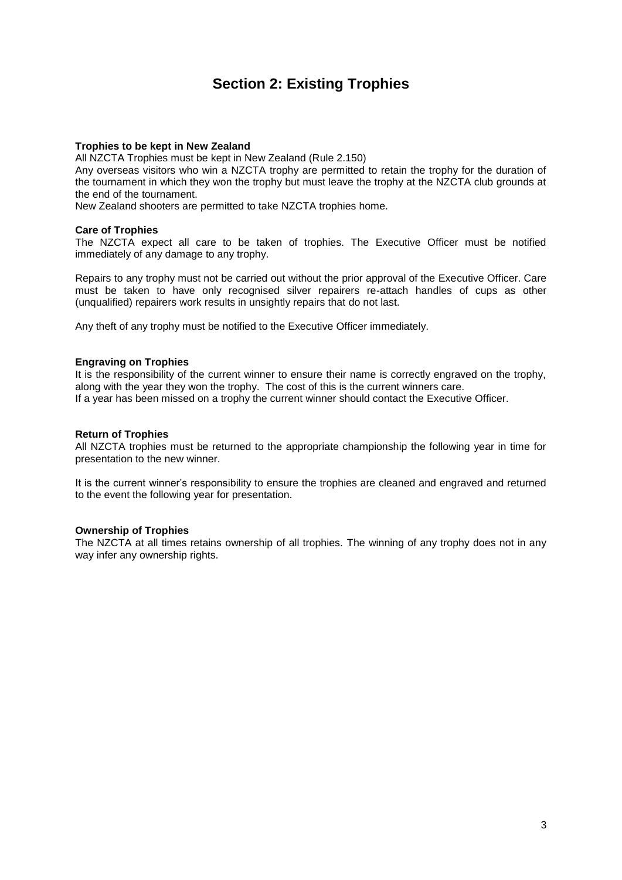# Section 2: Existing Trophies

**Trophies to be kept in New Zealand**

All NZCTA Trophies must be kept in New Zealand (Rule 2.150)

Any overseas visitors who win a NZCTA trophy are permitted to retain the trophy for the duration of the tournament in which they won the trophy but must leave the trophy at the NZCTA club grounds at the end of the tournament.

New Zealand shooters are permitted to take NZCTA trophies home.

**Care of Trophies**

The NZCTA expect all care to be taken of trophies. The Executive Officer must be notified immediately of any damage to any trophy.

Repairs to any trophy must not be carried out without the prior approval of the Executive Officer. Care must be taken to have only recognised silver repairers re-attach handles of cups as other (unqualified) repairers work results in unsightly repairs that do not last.

Any theft of any trophy must be notified to the Executive Officer immediately.

**Engraving on Trophies**

It is the responsibility of the current winner to ensure their name is correctly engraved on the trophy, along with the year they won the trophy. The cost of this is the current winners care.

If a year has been missed on a trophy the current winner should contact the Executive Officer.

**Return of Trophies**

All NZCTA trophies must be returned to the appropriate championship the following year in time for presentation to the new winner.

It is the current winner's responsibility to ensure the trophies are cleaned and engraved and returned to the event the following year for presentation.

**Ownership of Trophies**

The NZCTA at all times retains ownership of all trophies. The winning of any trophy does not in any way infer any ownership rights.